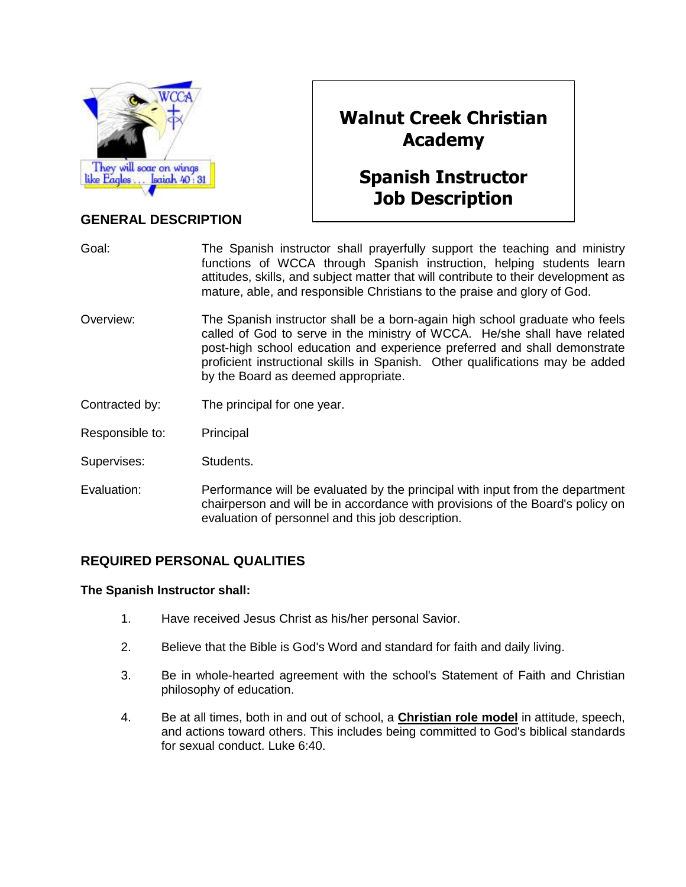# Walnut Creek Christian Academy

## Spanish Instructor Job Description

## GENERAL DESCRIPTION

Goal: The Spanish instructor shall prayerfully support the teaching and ministry functions of WCCA through Spanish instruction, helping students learn attitudes, skills, and subject matter that will contribute to their development as mature, able, and responsible Christians to the praise and glory of God.

Overview: The Spanish instructor shall be a born-again high school graduate who feels called of God to serve in the ministry of WCCA. He/she shall have related post-high school education and experience preferred and shall demonstrate proficient instructional skills in Spanish. Other qualifications may be added by the Board as deemed appropriate.

Contracted by: The principal for one year.

Responsible to: Principal

Supervises: Students.

Evaluation: Performance will be evaluated by the principal with input from the department chairperson and will be in accordance with provisions of the Board's policy on evaluation of personnel and this job description.

## REQUIRED PERSONAL QUALITIES

**The Spanish Instructor shall:**

1. Have received Jesus Christ as his/her personal Savior.
2. Believe that the Bible is God's Word and standard for faith and daily living.
3. Be in whole-hearted agreement with the school's Statement of Faith and Christian philosophy of education.
4. Be at all times, both in and out of school, a **Christian role model** in attitude, speech, and actions toward others. This includes being committed to God's biblical standards for sexual conduct. Luke 6:40.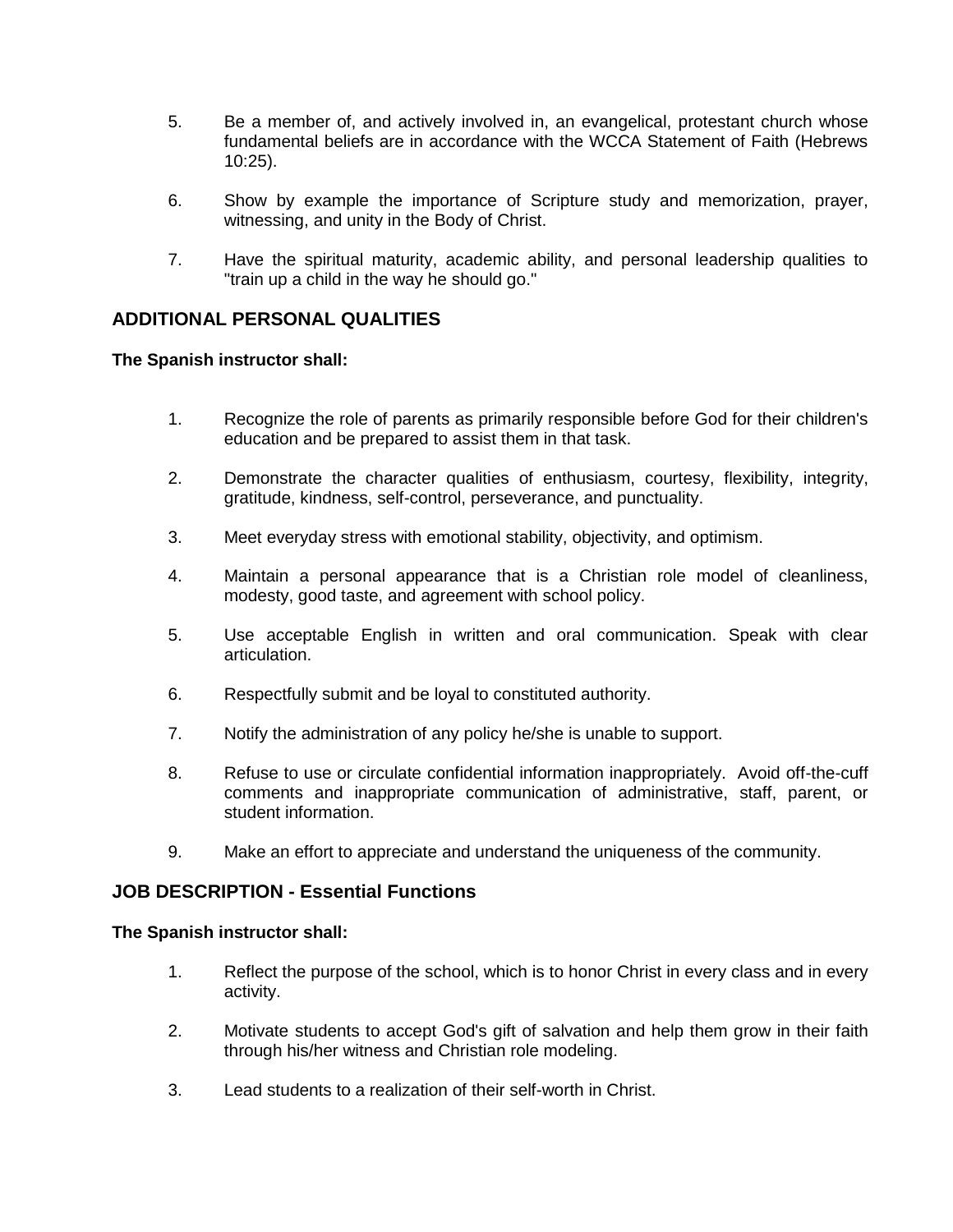5. Be a member of, and actively involved in, an evangelical, protestant church whose fundamental beliefs are in accordance with the WCCA Statement of Faith (Hebrews 10:25).

6. Show by example the importance of Scripture study and memorization, prayer, witnessing, and unity in the Body of Christ.

7. Have the spiritual maturity, academic ability, and personal leadership qualities to "train up a child in the way he should go."

## ADDITIONAL PERSONAL QUALITIES

**The Spanish instructor shall:**

1. Recognize the role of parents as primarily responsible before God for their children's education and be prepared to assist them in that task.

2. Demonstrate the character qualities of enthusiasm, courtesy, flexibility, integrity, gratitude, kindness, self-control, perseverance, and punctuality.

3. Meet everyday stress with emotional stability, objectivity, and optimism.

4. Maintain a personal appearance that is a Christian role model of cleanliness, modesty, good taste, and agreement with school policy.

5. Use acceptable English in written and oral communication. Speak with clear articulation.

6. Respectfully submit and be loyal to constituted authority.

7. Notify the administration of any policy he/she is unable to support.

8. Refuse to use or circulate confidential information inappropriately. Avoid off-the-cuff comments and inappropriate communication of administrative, staff, parent, or student information.

9. Make an effort to appreciate and understand the uniqueness of the community.

## JOB DESCRIPTION - Essential Functions

**The Spanish instructor shall:**

1. Reflect the purpose of the school, which is to honor Christ in every class and in every activity.

2. Motivate students to accept God's gift of salvation and help them grow in their faith through his/her witness and Christian role modeling.

3. Lead students to a realization of their self-worth in Christ.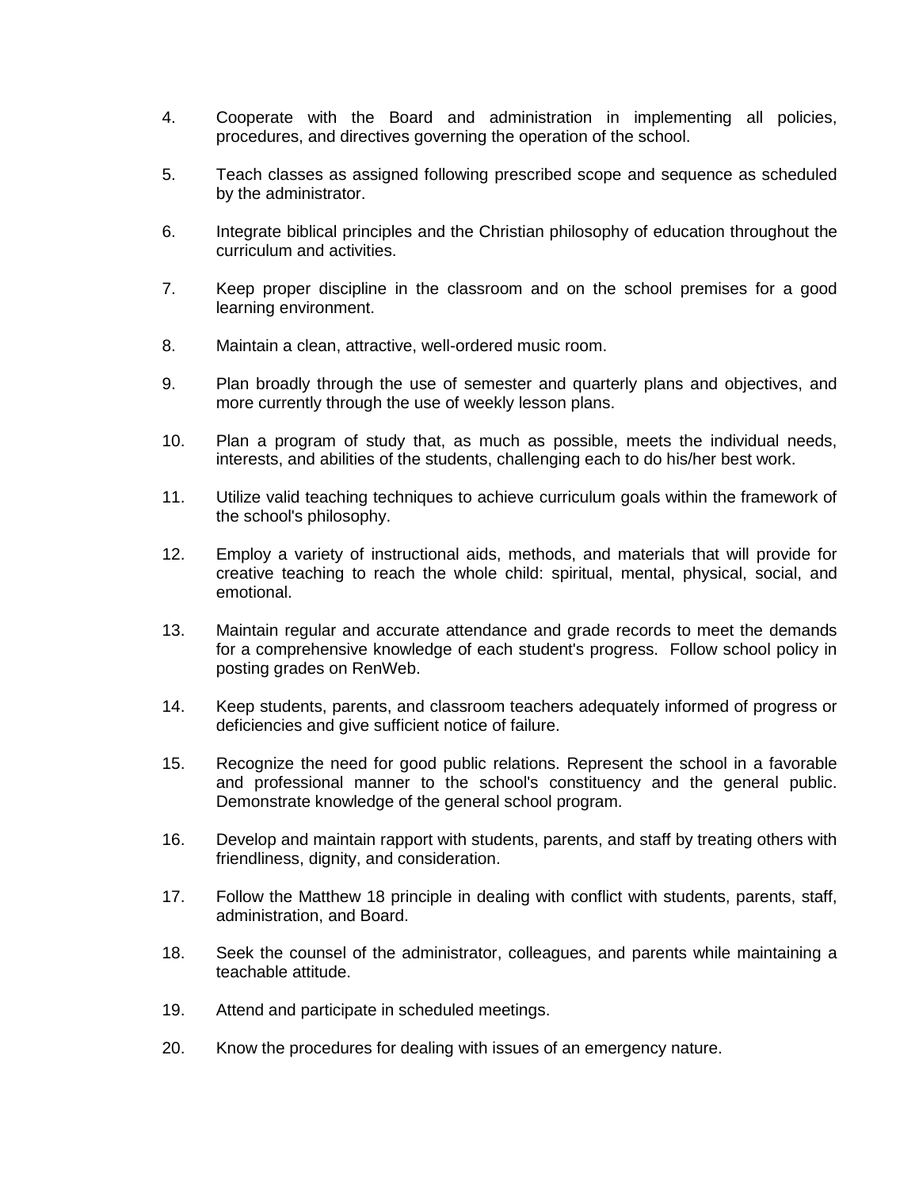4. Cooperate with the Board and administration in implementing all policies, procedures, and directives governing the operation of the school.

5. Teach classes as assigned following prescribed scope and sequence as scheduled by the administrator.

6. Integrate biblical principles and the Christian philosophy of education throughout the curriculum and activities.

7. Keep proper discipline in the classroom and on the school premises for a good learning environment.

8. Maintain a clean, attractive, well-ordered music room.

9. Plan broadly through the use of semester and quarterly plans and objectives, and more currently through the use of weekly lesson plans.

10. Plan a program of study that, as much as possible, meets the individual needs, interests, and abilities of the students, challenging each to do his/her best work.

11. Utilize valid teaching techniques to achieve curriculum goals within the framework of the school's philosophy.

12. Employ a variety of instructional aids, methods, and materials that will provide for creative teaching to reach the whole child: spiritual, mental, physical, social, and emotional.

13. Maintain regular and accurate attendance and grade records to meet the demands for a comprehensive knowledge of each student's progress. Follow school policy in posting grades on RenWeb.

14. Keep students, parents, and classroom teachers adequately informed of progress or deficiencies and give sufficient notice of failure.

15. Recognize the need for good public relations. Represent the school in a favorable and professional manner to the school's constituency and the general public. Demonstrate knowledge of the general school program.

16. Develop and maintain rapport with students, parents, and staff by treating others with friendliness, dignity, and consideration.

17. Follow the Matthew 18 principle in dealing with conflict with students, parents, staff, administration, and Board.

18. Seek the counsel of the administrator, colleagues, and parents while maintaining a teachable attitude.

19. Attend and participate in scheduled meetings.

20. Know the procedures for dealing with issues of an emergency nature.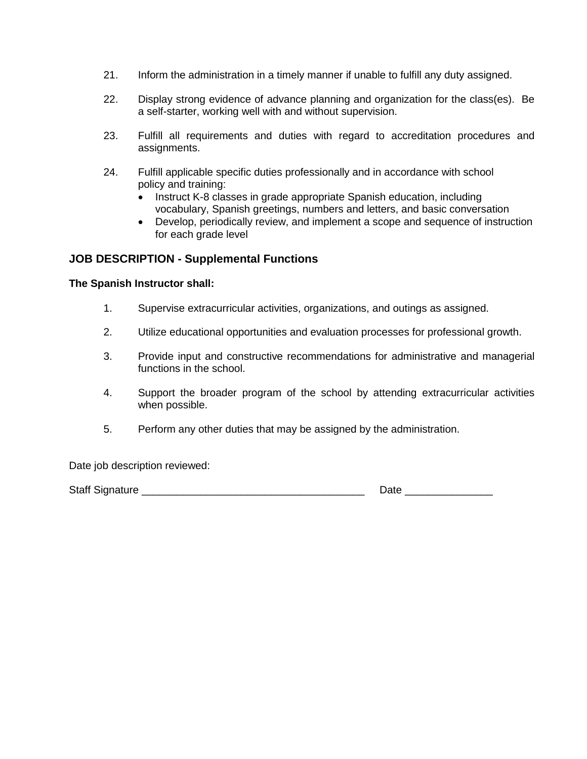21. Inform the administration in a timely manner if unable to fulfill any duty assigned.

22. Display strong evidence of advance planning and organization for the class(es). Be a self-starter, working well with and without supervision.

23. Fulfill all requirements and duties with regard to accreditation procedures and assignments.

24. Fulfill applicable specific duties professionally and in accordance with school policy and training:
    - Instruct K-8 classes in grade appropriate Spanish education, including vocabulary, Spanish greetings, numbers and letters, and basic conversation
    - Develop, periodically review, and implement a scope and sequence of instruction for each grade level

## JOB DESCRIPTION - Supplemental Functions

**The Spanish Instructor shall:**

1. Supervise extracurricular activities, organizations, and outings as assigned.

2. Utilize educational opportunities and evaluation processes for professional growth.

3. Provide input and constructive recommendations for administrative and managerial functions in the school.

4. Support the broader program of the school by attending extracurricular activities when possible.

5. Perform any other duties that may be assigned by the administration.

Date job description reviewed:

Staff Signature _____________________________________ Date _______________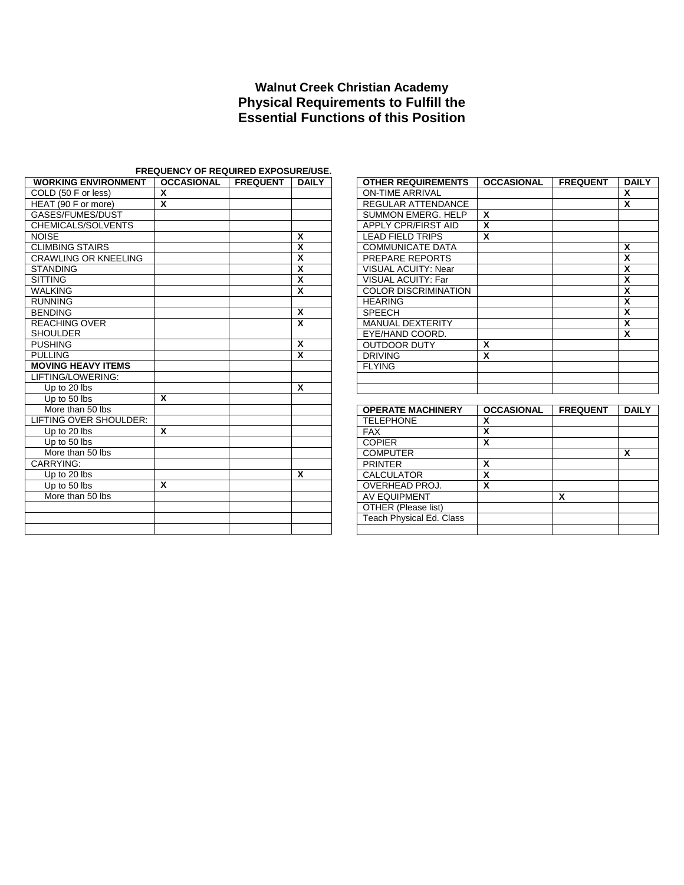### Walnut Creek Christian Academy
### Physical Requirements to Fulfill the Essential Functions of this Position

**FREQUENCY OF REQUIRED EXPOSURE/USE.**

| WORKING ENVIRONMENT | OCCASIONAL | FREQUENT | DAILY |
|---|---|---|---|
| COLD (50 F or less) | X | | |
| HEAT (90 F or more) | X | | |
| GASES/FUMES/DUST | | | |
| CHEMICALS/SOLVENTS | | | |
| NOISE | | | X |
| CLIMBING STAIRS | | | X |
| CRAWLING OR KNEELING | | | X |
| STANDING | | | X |
| SITTING | | | X |
| WALKING | | | X |
| RUNNING | | | |
| BENDING | | | X |
| REACHING OVER SHOULDER | | | X |
| PUSHING | | | X |
| PULLING | | | X |
| **MOVING HEAVY ITEMS** | | | |
| LIFTING/LOWERING: | | | |
| Up to 20 lbs | | | X |
| Up to 50 lbs | X | | |
| More than 50 lbs | | | |
| LIFTING OVER SHOULDER: | | | |
| Up to 20 lbs | X | | |
| Up to 50 lbs | | | |
| More than 50 lbs | | | |
| CARRYING: | | | |
| Up to 20 lbs | | | X |
| Up to 50 lbs | X | | |
| More than 50 lbs | | | |
| | | | |
| | | | |
| | | | |

| OTHER REQUIREMENTS | OCCASIONAL | FREQUENT | DAILY |
|---|---|---|---|
| ON-TIME ARRIVAL | | | X |
| REGULAR ATTENDANCE | | | X |
| SUMMON EMERG. HELP | X | | |
| APPLY CPR/FIRST AID | X | | |
| LEAD FIELD TRIPS | X | | |
| COMMUNICATE DATA | | | X |
| PREPARE REPORTS | | | X |
| VISUAL ACUITY: Near | | | X |
| VISUAL ACUITY: Far | | | X |
| COLOR DISCRIMINATION | | | X |
| HEARING | | | X |
| SPEECH | | | X |
| MANUAL DEXTERITY | | | X |
| EYE/HAND COORD. | | | X |
| OUTDOOR DUTY | X | | |
| DRIVING | X | | |
| FLYING | | | |
| | | | |
| | | | |

| OPERATE MACHINERY | OCCASIONAL | FREQUENT | DAILY |
|---|---|---|---|
| TELEPHONE | X | | |
| FAX | X | | |
| COPIER | X | | |
| COMPUTER | | | X |
| PRINTER | X | | |
| CALCULATOR | X | | |
| OVERHEAD PROJ. | X | | |
| AV EQUIPMENT | | X | |
| OTHER (Please list) | | | |
| Teach Physical Ed. Class | | | |
| | | | |